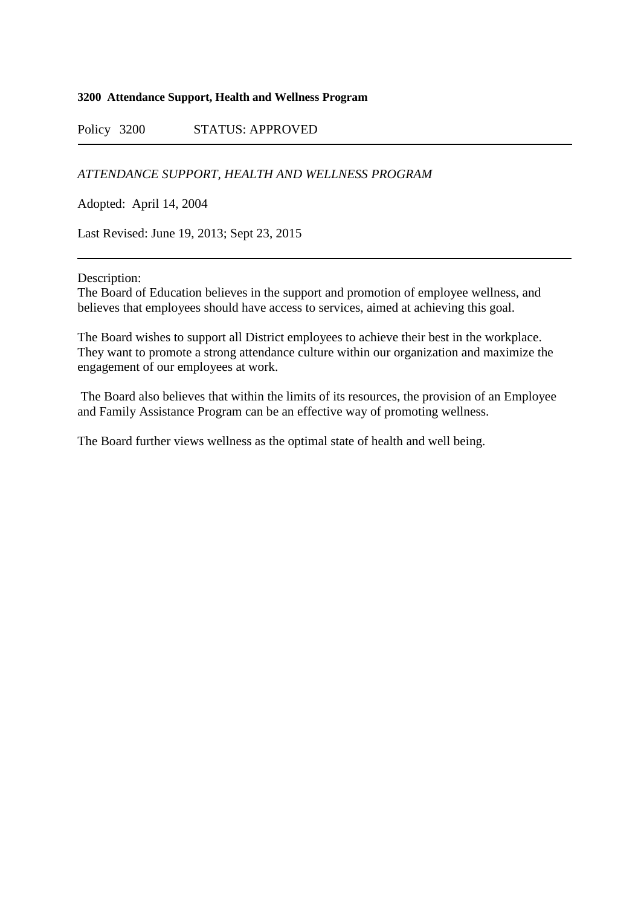**3200 Attendance Support, Health and Wellness Program**

Policy 3200 STATUS: APPROVED

---

*ATTENDANCE SUPPORT, HEALTH AND WELLNESS PROGRAM*

Adopted: April 14, 2004

Last Revised: June 19, 2013; Sept 23, 2015

---

Description:
The Board of Education believes in the support and promotion of employee wellness, and believes that employees should have access to services, aimed at achieving this goal.

The Board wishes to support all District employees to achieve their best in the workplace. They want to promote a strong attendance culture within our organization and maximize the engagement of our employees at work.

The Board also believes that within the limits of its resources, the provision of an Employee and Family Assistance Program can be an effective way of promoting wellness.

The Board further views wellness as the optimal state of health and well being.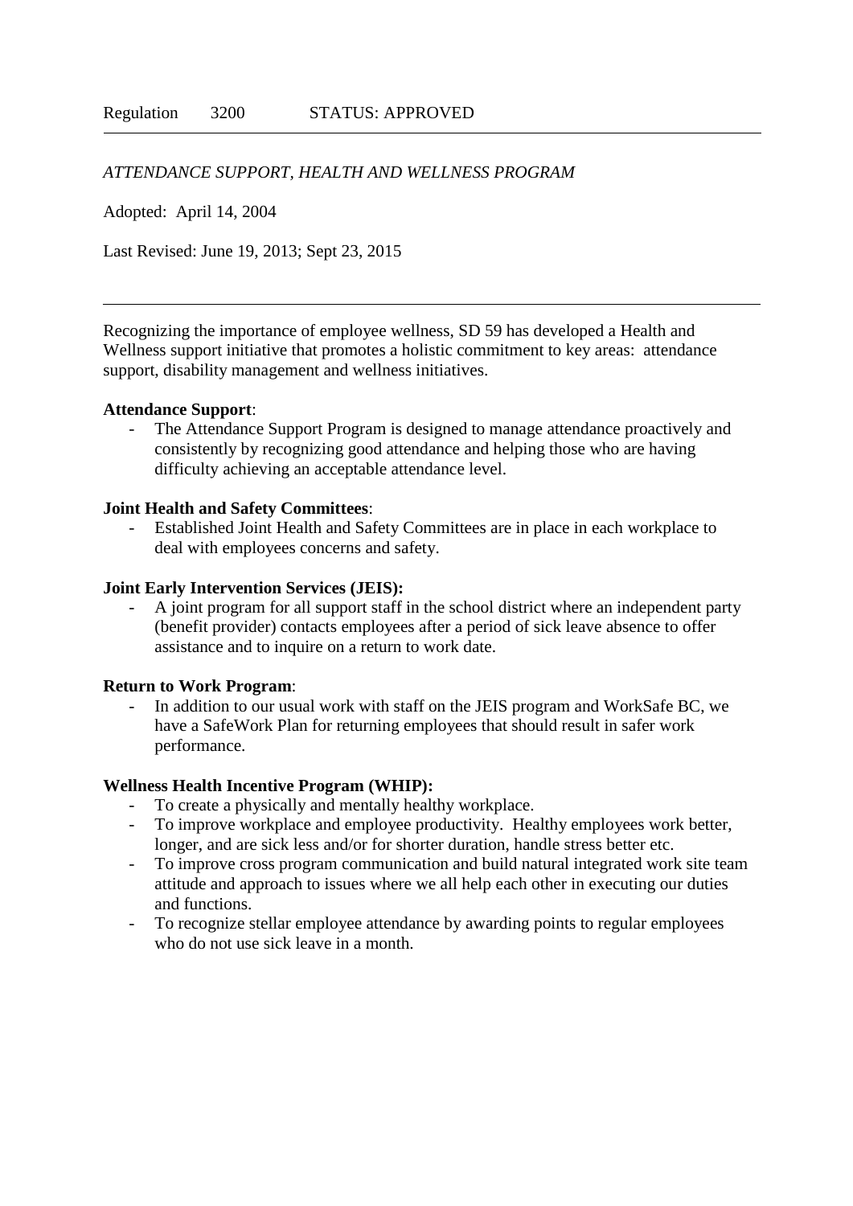Regulation 3200 STATUS: APPROVED

---

*ATTENDANCE SUPPORT, HEALTH AND WELLNESS PROGRAM*

Adopted: April 14, 2004

Last Revised: June 19, 2013; Sept 23, 2015

---

Recognizing the importance of employee wellness, SD 59 has developed a Health and Wellness support initiative that promotes a holistic commitment to key areas: attendance support, disability management and wellness initiatives.

**Attendance Support**:

- The Attendance Support Program is designed to manage attendance proactively and consistently by recognizing good attendance and helping those who are having difficulty achieving an acceptable attendance level.

**Joint Health and Safety Committees**:

- Established Joint Health and Safety Committees are in place in each workplace to deal with employees concerns and safety.

**Joint Early Intervention Services (JEIS):**

- A joint program for all support staff in the school district where an independent party (benefit provider) contacts employees after a period of sick leave absence to offer assistance and to inquire on a return to work date.

**Return to Work Program**:

- In addition to our usual work with staff on the JEIS program and WorkSafe BC, we have a SafeWork Plan for returning employees that should result in safer work performance.

**Wellness Health Incentive Program (WHIP):**

- To create a physically and mentally healthy workplace.
- To improve workplace and employee productivity. Healthy employees work better, longer, and are sick less and/or for shorter duration, handle stress better etc.
- To improve cross program communication and build natural integrated work site team attitude and approach to issues where we all help each other in executing our duties and functions.
- To recognize stellar employee attendance by awarding points to regular employees who do not use sick leave in a month.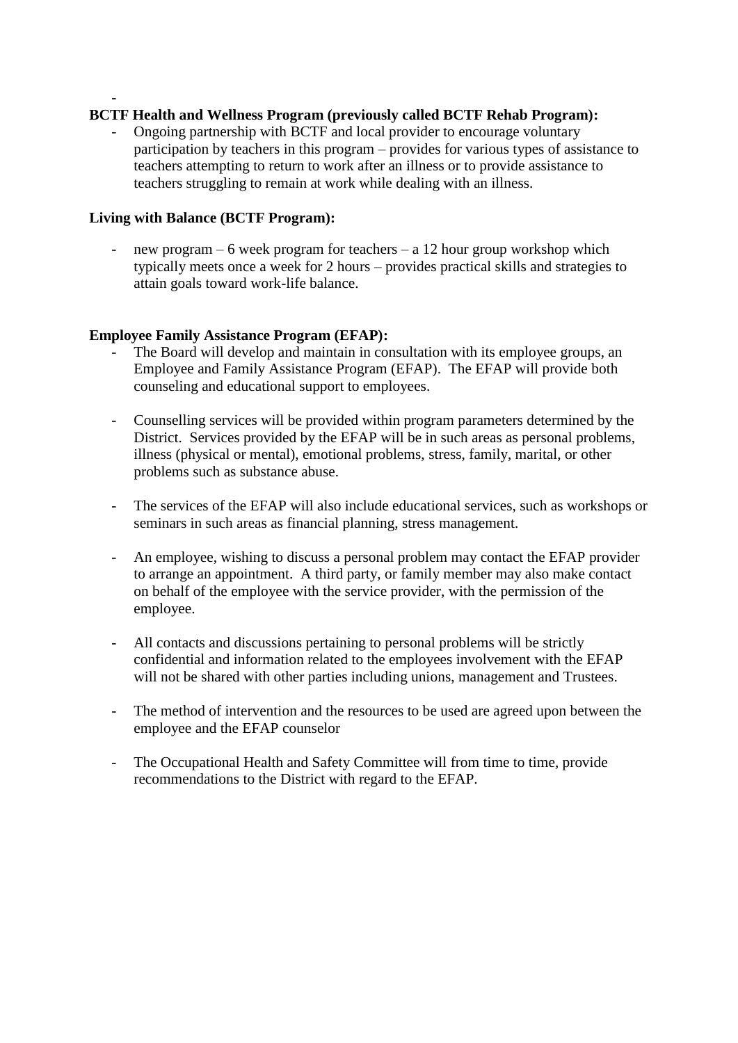-

**BCTF Health and Wellness Program (previously called BCTF Rehab Program):**

- Ongoing partnership with BCTF and local provider to encourage voluntary participation by teachers in this program – provides for various types of assistance to teachers attempting to return to work after an illness or to provide assistance to teachers struggling to remain at work while dealing with an illness.

**Living with Balance (BCTF Program):**

- new program – 6 week program for teachers – a 12 hour group workshop which typically meets once a week for 2 hours – provides practical skills and strategies to attain goals toward work-life balance.

**Employee Family Assistance Program (EFAP):**

- The Board will develop and maintain in consultation with its employee groups, an Employee and Family Assistance Program (EFAP). The EFAP will provide both counseling and educational support to employees.

- Counselling services will be provided within program parameters determined by the District. Services provided by the EFAP will be in such areas as personal problems, illness (physical or mental), emotional problems, stress, family, marital, or other problems such as substance abuse.

- The services of the EFAP will also include educational services, such as workshops or seminars in such areas as financial planning, stress management.

- An employee, wishing to discuss a personal problem may contact the EFAP provider to arrange an appointment. A third party, or family member may also make contact on behalf of the employee with the service provider, with the permission of the employee.

- All contacts and discussions pertaining to personal problems will be strictly confidential and information related to the employees involvement with the EFAP will not be shared with other parties including unions, management and Trustees.

- The method of intervention and the resources to be used are agreed upon between the employee and the EFAP counselor

- The Occupational Health and Safety Committee will from time to time, provide recommendations to the District with regard to the EFAP.